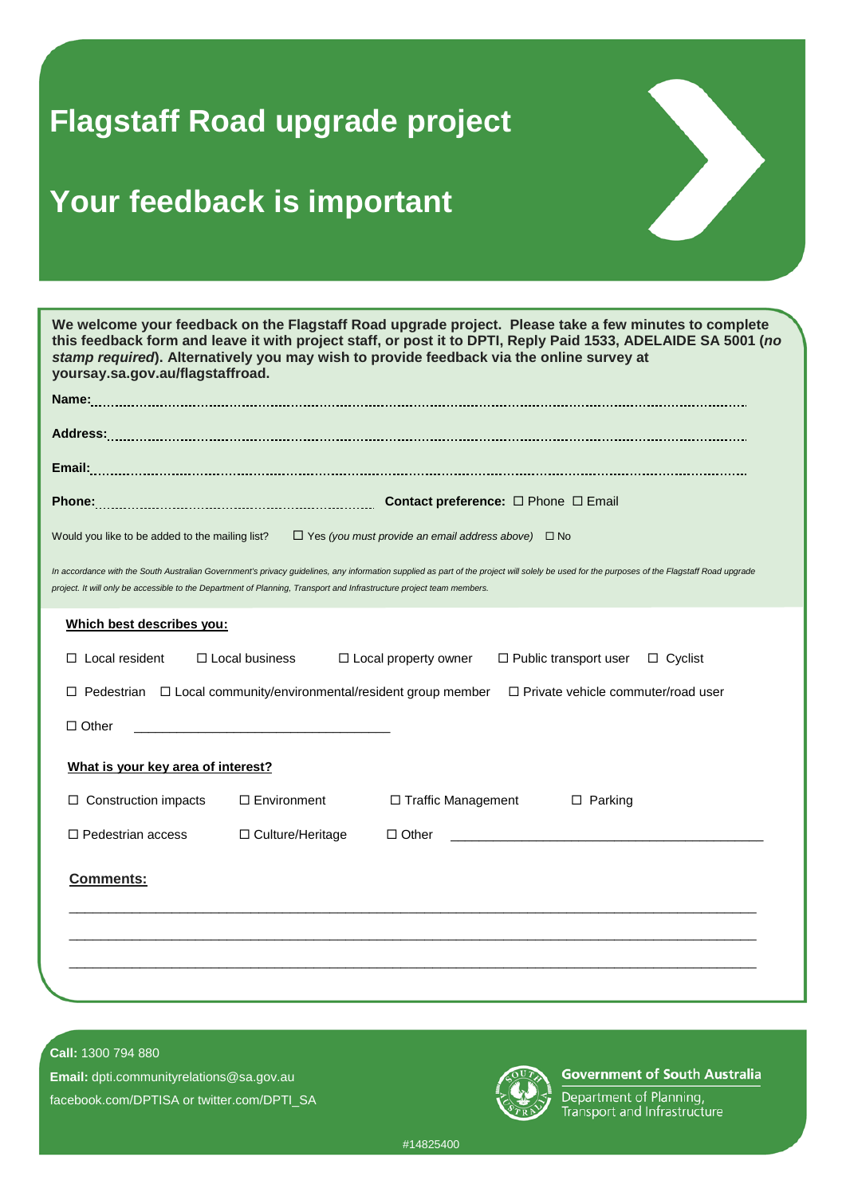# Flagstaff Road upgrade project

# Your feedback is important

**We welcome your feedback on the Flagstaff Road upgrade project. Please take a few minutes to complete this feedback form and leave it with project staff, or post it to DPTI, Reply Paid 1533, ADELAIDE SA 5001 (*no stamp required*). Alternatively you may wish to provide feedback via the online survey at yoursay.sa.gov.au/flagstaffroad.**

**Name:**.......................................................................................................................................

**Address:**...................................................................................................................................

**Email:**.......................................................................................................................................

**Phone:**............................................................ **Contact preference:** ☐ Phone ☐ Email

Would you like to be added to the mailing list? ☐ Yes *(you must provide an email address above)* ☐ No

*In accordance with the South Australian Government's privacy guidelines, any information supplied as part of the project will solely be used for the purposes of the Flagstaff Road upgrade project. It will only be accessible to the Department of Planning, Transport and Infrastructure project team members.*

**Which best describes you:**

☐ Local resident ☐ Local business ☐ Local property owner ☐ Public transport user ☐ Cyclist

☐ Pedestrian ☐ Local community/environmental/resident group member ☐ Private vehicle commuter/road user

☐ Other ___________________________________

**What is your key area of interest?**

☐ Construction impacts ☐ Environment ☐ Traffic Management ☐ Parking

☐ Pedestrian access ☐ Culture/Heritage ☐ Other ___________________________________________

**Comments:**

_____________________________________________________________________________________________

_____________________________________________________________________________________________

_____________________________________________________________________________________________

**Call:** 1300 794 880

**Email:** dpti.communityrelations@sa.gov.au

facebook.com/DPTISA or twitter.com/DPTI_SA

**Government of South Australia**

Department of Planning, Transport and Infrastructure

#14825400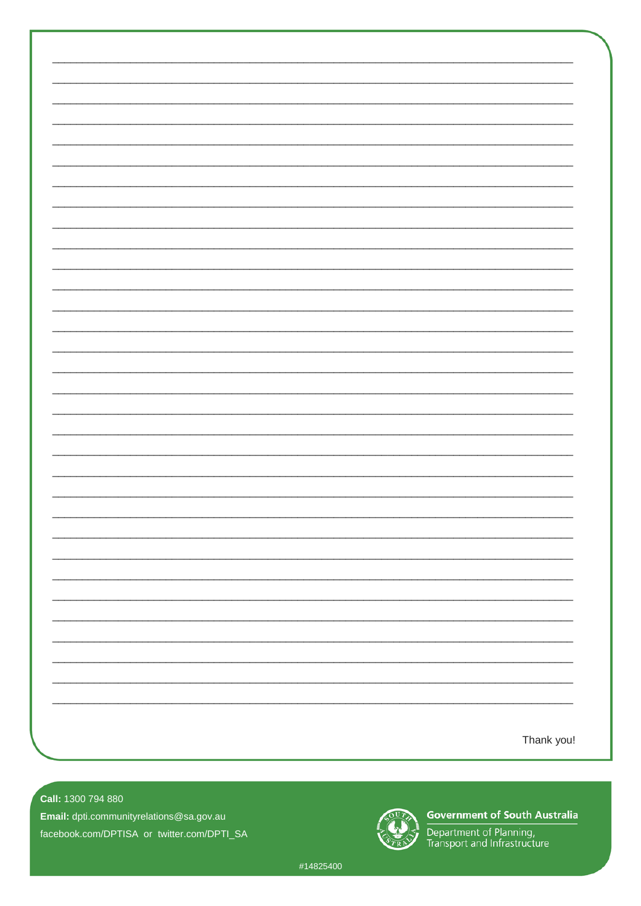Thank you!

**Call:** 1300 794 880

**Email:** dpti.communityrelations@sa.gov.au

facebook.com/DPTISA or twitter.com/DPTI_SA

Government of South Australia

Department of Planning, Transport and Infrastructure

#14825400